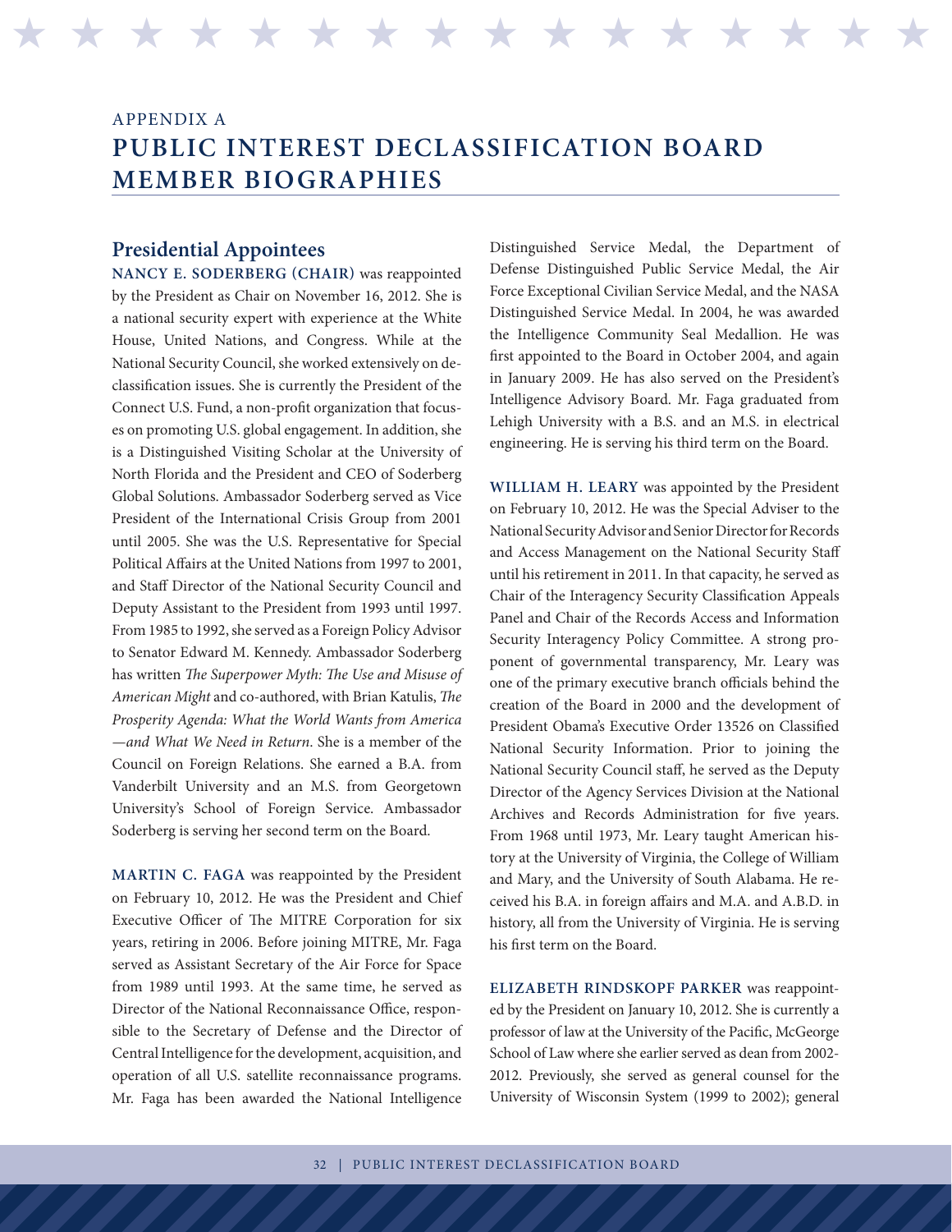APPENDIX A

# PUBLIC INTEREST DECLASSIFICATION BOARD MEMBER BIOGRAPHIES

## Presidential Appointees

**NANCY E. SODERBERG (CHAIR)** was reappointed by the President as Chair on November 16, 2012. She is a national security expert with experience at the White House, United Nations, and Congress. While at the National Security Council, she worked extensively on declassification issues. She is currently the President of the Connect U.S. Fund, a non-profit organization that focuses on promoting U.S. global engagement. In addition, she is a Distinguished Visiting Scholar at the University of North Florida and the President and CEO of Soderberg Global Solutions. Ambassador Soderberg served as Vice President of the International Crisis Group from 2001 until 2005. She was the U.S. Representative for Special Political Affairs at the United Nations from 1997 to 2001, and Staff Director of the National Security Council and Deputy Assistant to the President from 1993 until 1997. From 1985 to 1992, she served as a Foreign Policy Advisor to Senator Edward M. Kennedy. Ambassador Soderberg has written *The Superpower Myth: The Use and Misuse of American Might* and co-authored, with Brian Katulis, *The Prosperity Agenda: What the World Wants from America —and What We Need in Return*. She is a member of the Council on Foreign Relations. She earned a B.A. from Vanderbilt University and an M.S. from Georgetown University's School of Foreign Service. Ambassador Soderberg is serving her second term on the Board.

**MARTIN C. FAGA** was reappointed by the President on February 10, 2012. He was the President and Chief Executive Officer of The MITRE Corporation for six years, retiring in 2006. Before joining MITRE, Mr. Faga served as Assistant Secretary of the Air Force for Space from 1989 until 1993. At the same time, he served as Director of the National Reconnaissance Office, responsible to the Secretary of Defense and the Director of Central Intelligence for the development, acquisition, and operation of all U.S. satellite reconnaissance programs. Mr. Faga has been awarded the National Intelligence Distinguished Service Medal, the Department of Defense Distinguished Public Service Medal, the Air Force Exceptional Civilian Service Medal, and the NASA Distinguished Service Medal. In 2004, he was awarded the Intelligence Community Seal Medallion. He was first appointed to the Board in October 2004, and again in January 2009. He has also served on the President's Intelligence Advisory Board. Mr. Faga graduated from Lehigh University with a B.S. and an M.S. in electrical engineering. He is serving his third term on the Board.

**WILLIAM H. LEARY** was appointed by the President on February 10, 2012. He was the Special Adviser to the National Security Advisor and Senior Director for Records and Access Management on the National Security Staff until his retirement in 2011. In that capacity, he served as Chair of the Interagency Security Classification Appeals Panel and Chair of the Records Access and Information Security Interagency Policy Committee. A strong proponent of governmental transparency, Mr. Leary was one of the primary executive branch officials behind the creation of the Board in 2000 and the development of President Obama's Executive Order 13526 on Classified National Security Information. Prior to joining the National Security Council staff, he served as the Deputy Director of the Agency Services Division at the National Archives and Records Administration for five years. From 1968 until 1973, Mr. Leary taught American history at the University of Virginia, the College of William and Mary, and the University of South Alabama. He received his B.A. in foreign affairs and M.A. and A.B.D. in history, all from the University of Virginia. He is serving his first term on the Board.

**ELIZABETH RINDSKOPF PARKER** was reappointed by the President on January 10, 2012. She is currently a professor of law at the University of the Pacific, McGeorge School of Law where she earlier served as dean from 2002-2012. Previously, she served as general counsel for the University of Wisconsin System (1999 to 2002); general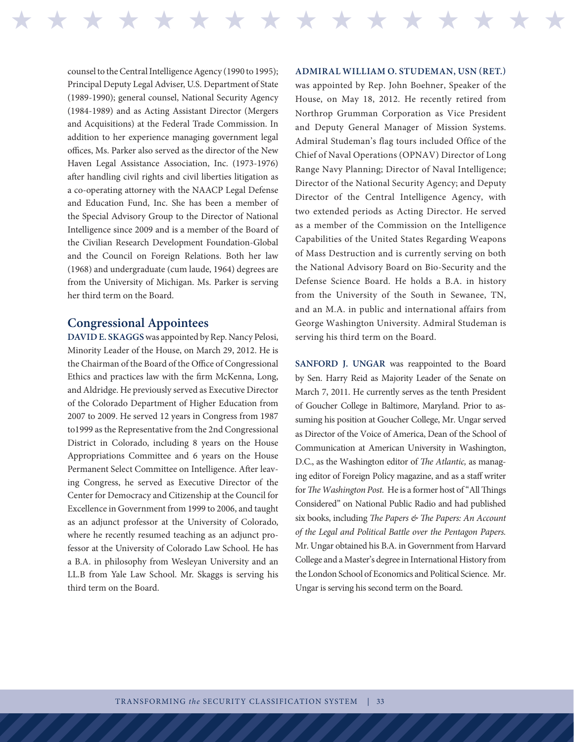counsel to the Central Intelligence Agency (1990 to 1995); Principal Deputy Legal Adviser, U.S. Department of State (1989-1990); general counsel, National Security Agency (1984-1989) and as Acting Assistant Director (Mergers and Acquisitions) at the Federal Trade Commission. In addition to her experience managing government legal offices, Ms. Parker also served as the director of the New Haven Legal Assistance Association, Inc. (1973-1976) after handling civil rights and civil liberties litigation as a co-operating attorney with the NAACP Legal Defense and Education Fund, Inc. She has been a member of the Special Advisory Group to the Director of National Intelligence since 2009 and is a member of the Board of the Civilian Research Development Foundation-Global and the Council on Foreign Relations. Both her law (1968) and undergraduate (cum laude, 1964) degrees are from the University of Michigan. Ms. Parker is serving her third term on the Board.

## Congressional Appointees

**DAVID E. SKAGGS** was appointed by Rep. Nancy Pelosi, Minority Leader of the House, on March 29, 2012. He is the Chairman of the Board of the Office of Congressional Ethics and practices law with the firm McKenna, Long, and Aldridge. He previously served as Executive Director of the Colorado Department of Higher Education from 2007 to 2009. He served 12 years in Congress from 1987 to1999 as the Representative from the 2nd Congressional District in Colorado, including 8 years on the House Appropriations Committee and 6 years on the House Permanent Select Committee on Intelligence. After leaving Congress, he served as Executive Director of the Center for Democracy and Citizenship at the Council for Excellence in Government from 1999 to 2006, and taught as an adjunct professor at the University of Colorado, where he recently resumed teaching as an adjunct professor at the University of Colorado Law School. He has a B.A. in philosophy from Wesleyan University and an LL.B from Yale Law School. Mr. Skaggs is serving his third term on the Board.

**ADMIRAL WILLIAM O. STUDEMAN, USN (RET.)** was appointed by Rep. John Boehner, Speaker of the House, on May 18, 2012. He recently retired from Northrop Grumman Corporation as Vice President and Deputy General Manager of Mission Systems. Admiral Studeman's flag tours included Office of the Chief of Naval Operations (OPNAV) Director of Long Range Navy Planning; Director of Naval Intelligence; Director of the National Security Agency; and Deputy Director of the Central Intelligence Agency, with two extended periods as Acting Director. He served as a member of the Commission on the Intelligence Capabilities of the United States Regarding Weapons of Mass Destruction and is currently serving on both the National Advisory Board on Bio-Security and the Defense Science Board. He holds a B.A. in history from the University of the South in Sewanee, TN, and an M.A. in public and international affairs from George Washington University. Admiral Studeman is serving his third term on the Board.

**SANFORD J. UNGAR** was reappointed to the Board by Sen. Harry Reid as Majority Leader of the Senate on March 7, 2011. He currently serves as the tenth President of Goucher College in Baltimore, Maryland. Prior to assuming his position at Goucher College, Mr. Ungar served as Director of the Voice of America, Dean of the School of Communication at American University in Washington, D.C., as the Washington editor of *The Atlantic,* as managing editor of Foreign Policy magazine, and as a staff writer for *The Washington Post.* He is a former host of "All Things Considered" on National Public Radio and had published six books, including *The Papers & The Papers: An Account of the Legal and Political Battle over the Pentagon Papers.* Mr. Ungar obtained his B.A. in Government from Harvard College and a Master's degree in International History from the London School of Economics and Political Science. Mr. Ungar is serving his second term on the Board.